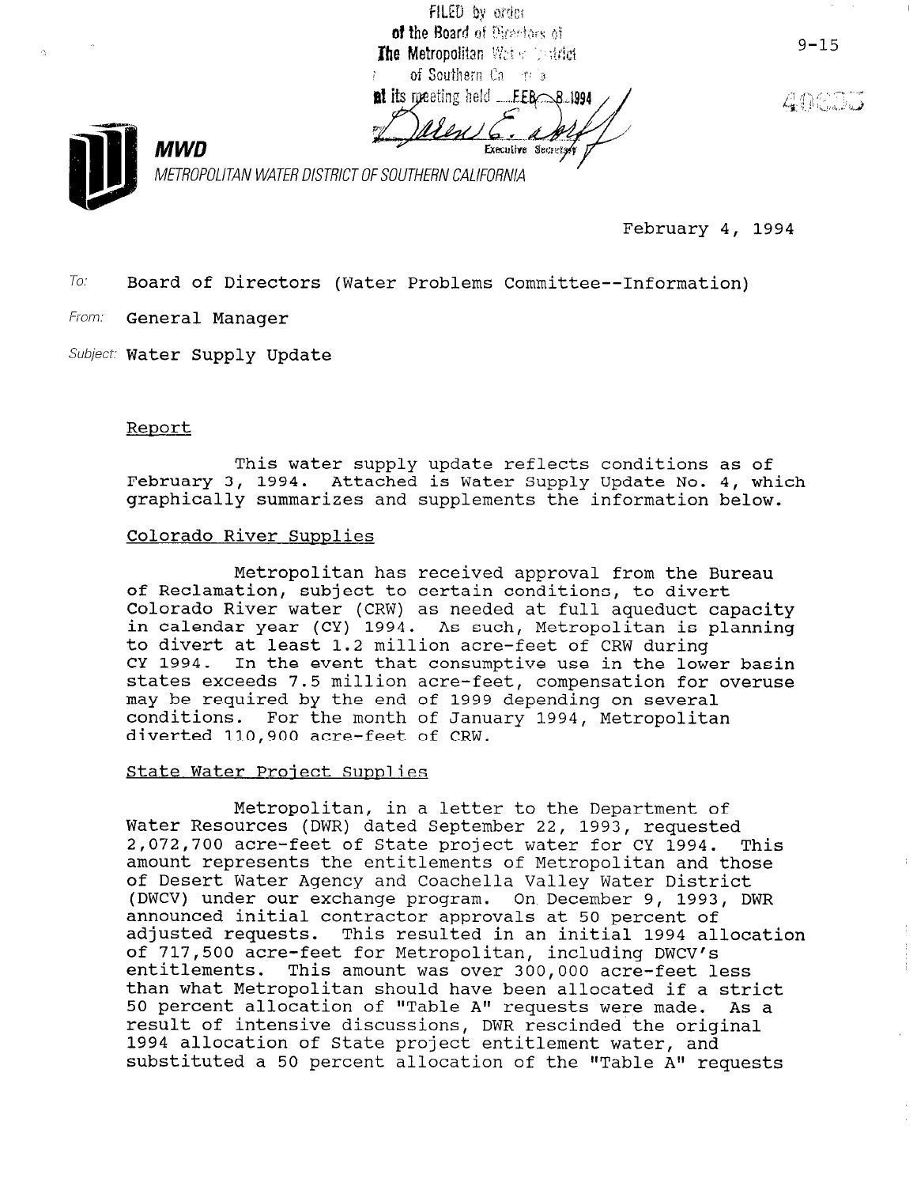FILED by order of the Board of Directors of The Metropolitan Water District of Southern California at its meeting held FEB 8 1994

Executive Secretary

9-15

40835

**MWD**

*METROPOLITAN WATER DISTRICT OF SOUTHERN CALIFORNIA*

February 4, 1994

To: Board of Directors (Water Problems Committee--Information)

From: General Manager

Subject: Water Supply Update

## Report

This water supply update reflects conditions as of February 3, 1994. Attached is Water Supply Update No. 4, which graphically summarizes and supplements the information below.

### Colorado River Supplies

Metropolitan has received approval from the Bureau of Reclamation, subject to certain conditions, to divert Colorado River water (CRW) as needed at full aqueduct capacity in calendar year (CY) 1994. As such, Metropolitan is planning to divert at least 1.2 million acre-feet of CRW during CY 1994. In the event that consumptive use in the lower basin states exceeds 7.5 million acre-feet, compensation for overuse may be required by the end of 1999 depending on several conditions. For the month of January 1994, Metropolitan diverted 110,900 acre-feet of CRW.

### State Water Project Supplies

Metropolitan, in a letter to the Department of Water Resources (DWR) dated September 22, 1993, requested 2,072,700 acre-feet of State project water for CY 1994. This amount represents the entitlements of Metropolitan and those of Desert Water Agency and Coachella Valley Water District (DWCV) under our exchange program. On December 9, 1993, DWR announced initial contractor approvals at 50 percent of adjusted requests. This resulted in an initial 1994 allocation of 717,500 acre-feet for Metropolitan, including DWCV's entitlements. This amount was over 300,000 acre-feet less than what Metropolitan should have been allocated if a strict 50 percent allocation of "Table A" requests were made. As a result of intensive discussions, DWR rescinded the original 1994 allocation of State project entitlement water, and substituted a 50 percent allocation of the "Table A" requests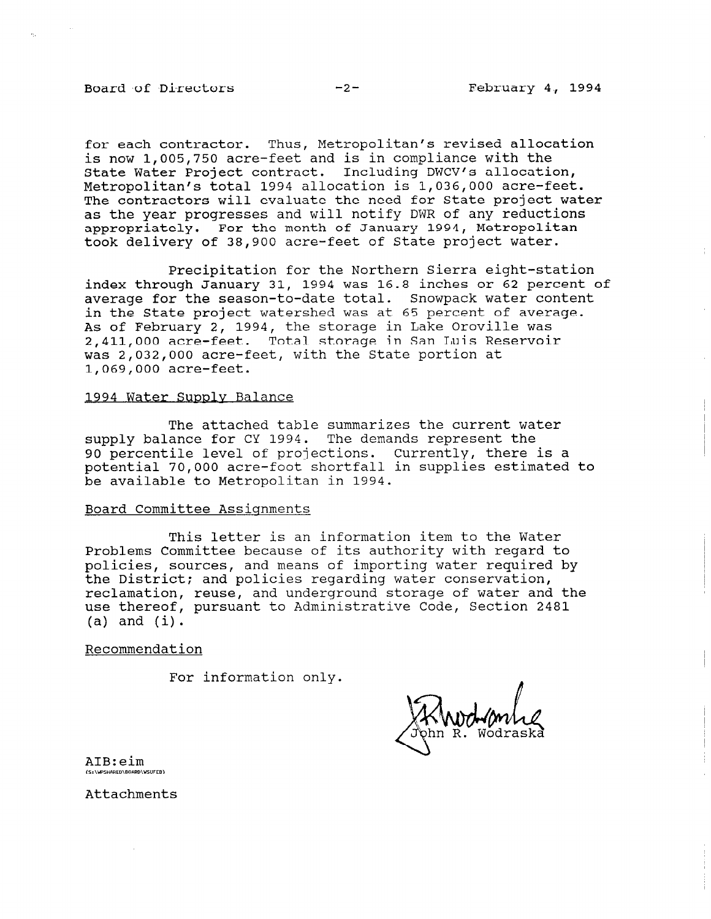for each contractor. Thus, Metropolitan's revised allocation is now 1,005,750 acre-feet and is in compliance with the State Water Project contract. Including DWCV's allocation, Metropolitan's total 1994 allocation is 1,036,000 acre-feet. The contractors will evaluate the need for State project water as the year progresses and will notify DWR of any reductions appropriately. For the month of January 1994, Metropolitan took delivery of 38,900 acre-feet of State project water.

Precipitation for the Northern Sierra eight-station index through January 31, 1994 was 16.8 inches or 62 percent of average for the season-to-date total. Snowpack water content in the State project watershed was at 65 percent of average. As of February 2, 1994, the storage in Lake Oroville was 2,411,000 acre-feet. Total storage in San Luis Reservoir was 2,032,000 acre-feet, with the State portion at 1,069,000 acre-feet.

## 1994 Water Supply Balance

The attached table summarizes the current water supply balance for CY 1994. The demands represent the 90 percentile level of projections. Currently, there is a potential 70,000 acre-foot shortfall in supplies estimated to be available to Metropolitan in 1994.

## Board Committee Assignments

This letter is an information item to the Water Problems Committee because of its authority with regard to policies, sources, and means of importing water required by the District; and policies regarding water conservation, reclamation, reuse, and underground storage of water and the use thereof, pursuant to Administrative Code, Section 2481 (a) and (i).

## Recommendation

For information only.

John R. Wodraska

AIB:eim
(S:\WPSHARED\BOARD\WSUFEB)

Attachments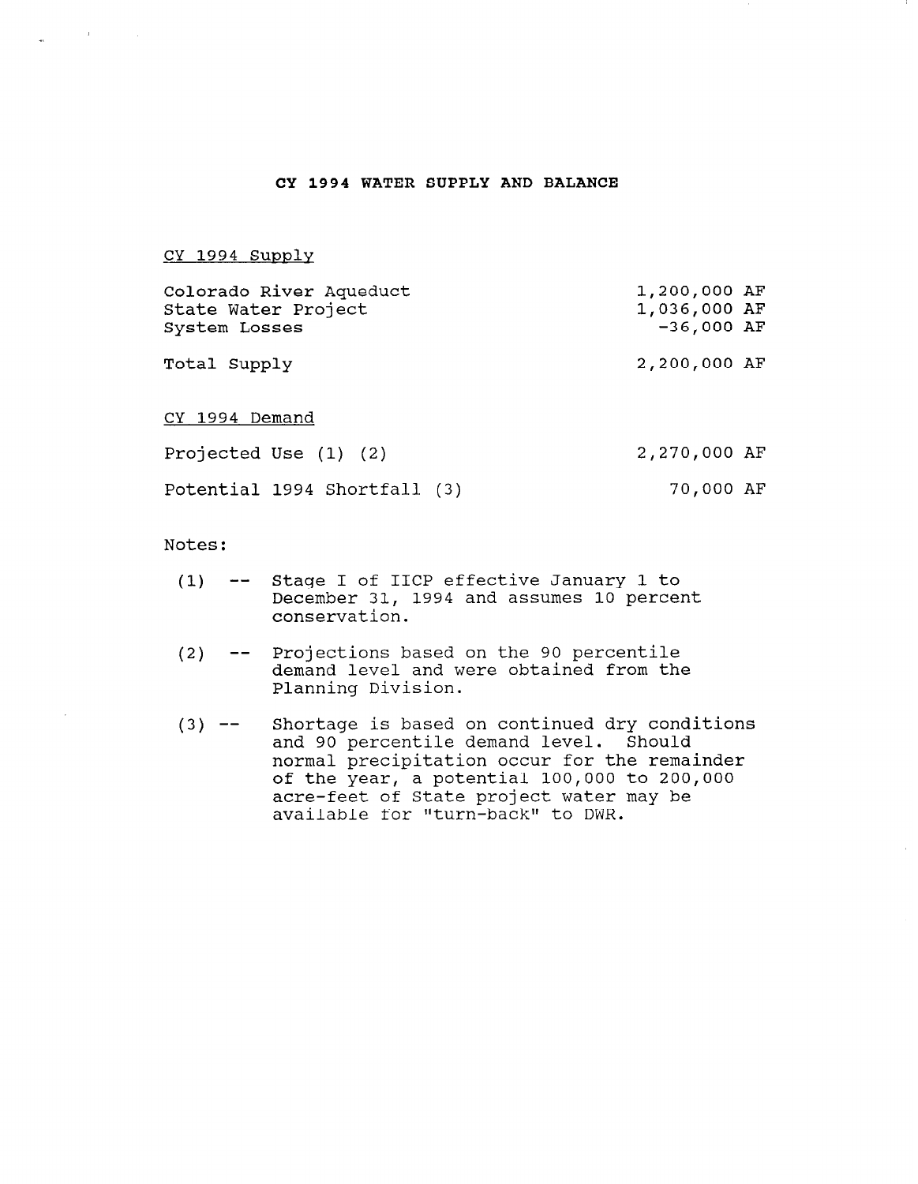# CY 1994 WATER SUPPLY AND BALANCE

## CY 1994 Supply

| | |
|---|---|
| Colorado River Aqueduct | 1,200,000 AF |
| State Water Project | 1,036,000 AF |
| System Losses | -36,000 AF |
| Total Supply | 2,200,000 AF |

## CY 1994 Demand

| | |
|---|---|
| Projected Use (1) (2) | 2,270,000 AF |
| Potential 1994 Shortfall (3) | 70,000 AF |

Notes:

(1) -- Stage I of IICP effective January 1 to December 31, 1994 and assumes 10 percent conservation.

(2) -- Projections based on the 90 percentile demand level and were obtained from the Planning Division.

(3) -- Shortage is based on continued dry conditions and 90 percentile demand level. Should normal precipitation occur for the remainder of the year, a potential 100,000 to 200,000 acre-feet of State project water may be available for "turn-back" to DWR.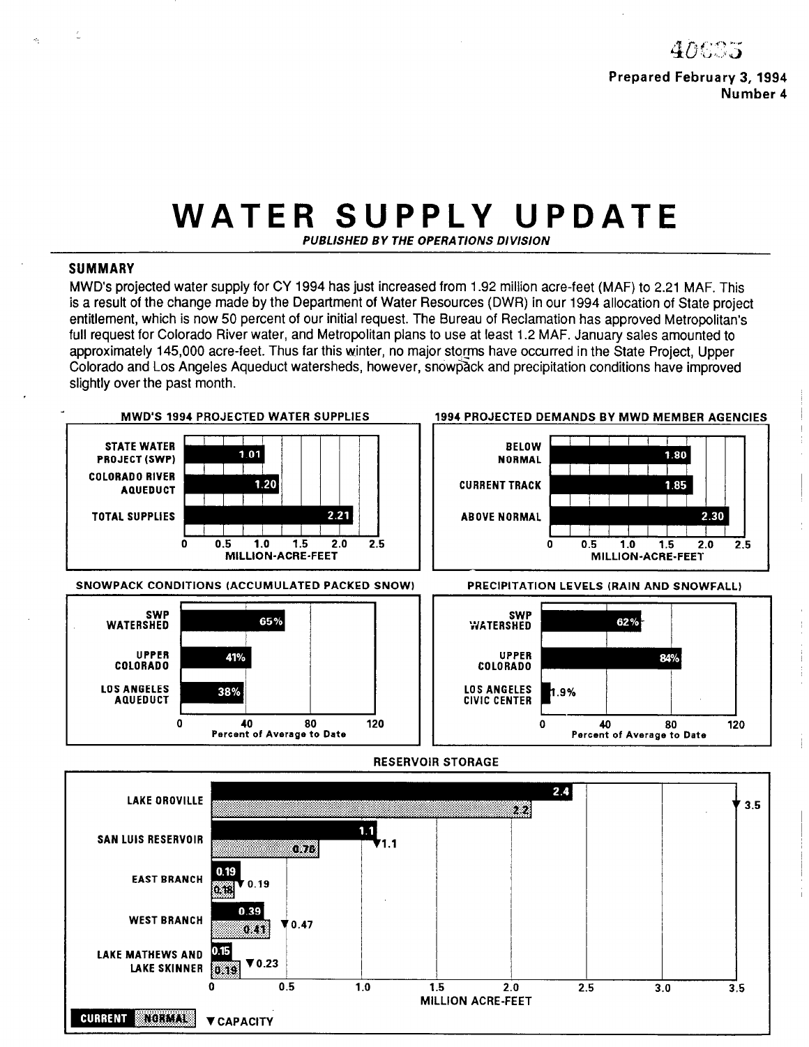40695

Prepared February 3, 1994
Number 4

# WATER SUPPLY UPDATE

***PUBLISHED BY THE OPERATIONS DIVISION***

## SUMMARY

MWD's projected water supply for CY 1994 has just increased from 1.92 million acre-feet (MAF) to 2.21 MAF. This is a result of the change made by the Department of Water Resources (DWR) in our 1994 allocation of State project entitlement, which is now 50 percent of our initial request. The Bureau of Reclamation has approved Metropolitan's full request for Colorado River water, and Metropolitan plans to use at least 1.2 MAF. January sales amounted to approximately 145,000 acre-feet. Thus far this winter, no major storms have occurred in the State Project, Upper Colorado and Los Angeles Aqueduct watersheds, however, snowpack and precipitation conditions have improved slightly over the past month.

### MWD'S 1994 PROJECTED WATER SUPPLIES

STATE WATER PROJECT (SWP) 1.01
COLORADO RIVER AQUEDUCT 1.20
TOTAL SUPPLIES 2.21

0 0.5 1.0 1.5 2.0 2.5
MILLION-ACRE-FEET

### 1994 PROJECTED DEMANDS BY MWD MEMBER AGENCIES

BELOW NORMAL 1.80
CURRENT TRACK 1.85
ABOVE NORMAL 2.30

0 0.5 1.0 1.5 2.0 2.5
MILLION-ACRE-FEET

### SNOWPACK CONDITIONS (ACCUMULATED PACKED SNOW)

SWP WATERSHED 65%
UPPER COLORADO 41%
LOS ANGELES AQUEDUCT 38%

0 40 80 120
Percent of Average to Date

### PRECIPITATION LEVELS (RAIN AND SNOWFALL)

SWP WATERSHED 62%
UPPER COLORADO 84%
LOS ANGELES CIVIC CENTER 1.9%

0 40 80 120
Percent of Average to Date

### RESERVOIR STORAGE

LAKE OROVILLE 2.4 2.2 3.5
SAN LUIS RESERVOIR 1.1 0.70 1.1
EAST BRANCH 0.19 0.18 0.19
WEST BRANCH 0.39 0.41 0.47
LAKE MATHEWS AND LAKE SKINNER 0.15 0.19 0.23

0 0.5 1.0 1.5 2.0 2.5 3.0 3.5
MILLION ACRE-FEET

CURRENT NORMAL ▼CAPACITY